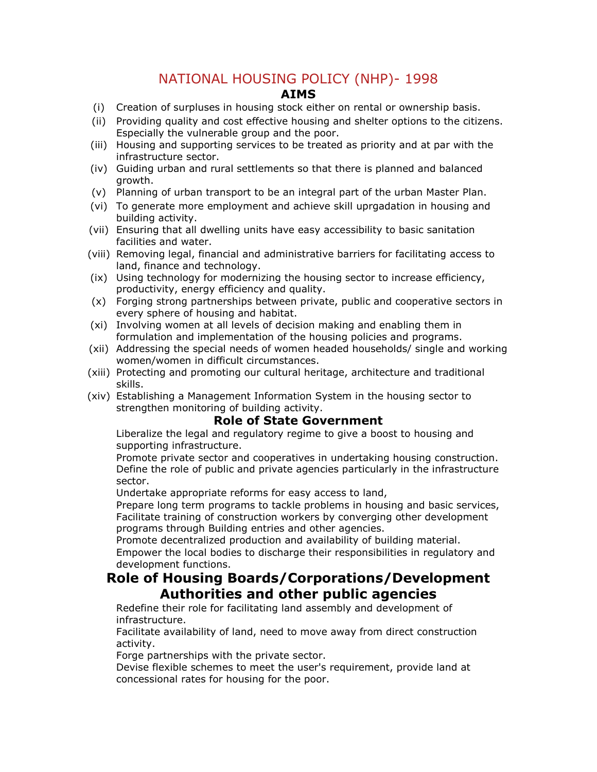# NATIONAL HOUSING POLICY (NHP)- 1998

## AIMS

(i) Creation of surpluses in housing stock either on rental or ownership basis.
(ii) Providing quality and cost effective housing and shelter options to the citizens. Especially the vulnerable group and the poor.
(iii) Housing and supporting services to be treated as priority and at par with the infrastructure sector.
(iv) Guiding urban and rural settlements so that there is planned and balanced growth.
(v) Planning of urban transport to be an integral part of the urban Master Plan.
(vi) To generate more employment and achieve skill uprgadation in housing and building activity.
(vii) Ensuring that all dwelling units have easy accessibility to basic sanitation facilities and water.
(viii) Removing legal, financial and administrative barriers for facilitating access to land, finance and technology.
(ix) Using technology for modernizing the housing sector to increase efficiency, productivity, energy efficiency and quality.
(x) Forging strong partnerships between private, public and cooperative sectors in every sphere of housing and habitat.
(xi) Involving women at all levels of decision making and enabling them in formulation and implementation of the housing policies and programs.
(xii) Addressing the special needs of women headed households/ single and working women/women in difficult circumstances.
(xiii) Protecting and promoting our cultural heritage, architecture and traditional skills.
(xiv) Establishing a Management Information System in the housing sector to strengthen monitoring of building activity.

## Role of State Government

Liberalize the legal and regulatory regime to give a boost to housing and supporting infrastructure.
Promote private sector and cooperatives in undertaking housing construction.
Define the role of public and private agencies particularly in the infrastructure sector.
Undertake appropriate reforms for easy access to land,
Prepare long term programs to tackle problems in housing and basic services,
Facilitate training of construction workers by converging other development programs through Building entries and other agencies.
Promote decentralized production and availability of building material.
Empower the local bodies to discharge their responsibilities in regulatory and development functions.

## Role of Housing Boards/Corporations/Development Authorities and other public agencies

Redefine their role for facilitating land assembly and development of infrastructure.
Facilitate availability of land, need to move away from direct construction activity.
Forge partnerships with the private sector.
Devise flexible schemes to meet the user's requirement, provide land at concessional rates for housing for the poor.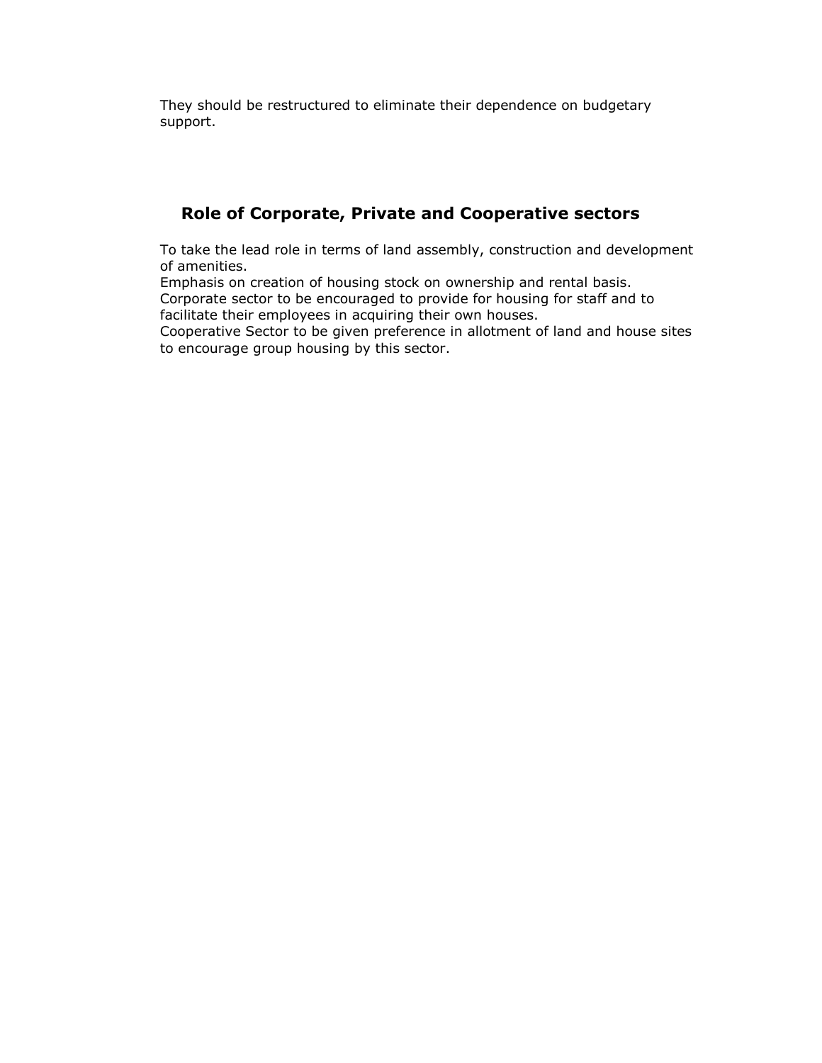They should be restructured to eliminate their dependence on budgetary support.

## Role of Corporate, Private and Cooperative sectors

To take the lead role in terms of land assembly, construction and development of amenities.
Emphasis on creation of housing stock on ownership and rental basis.
Corporate sector to be encouraged to provide for housing for staff and to facilitate their employees in acquiring their own houses.
Cooperative Sector to be given preference in allotment of land and house sites to encourage group housing by this sector.